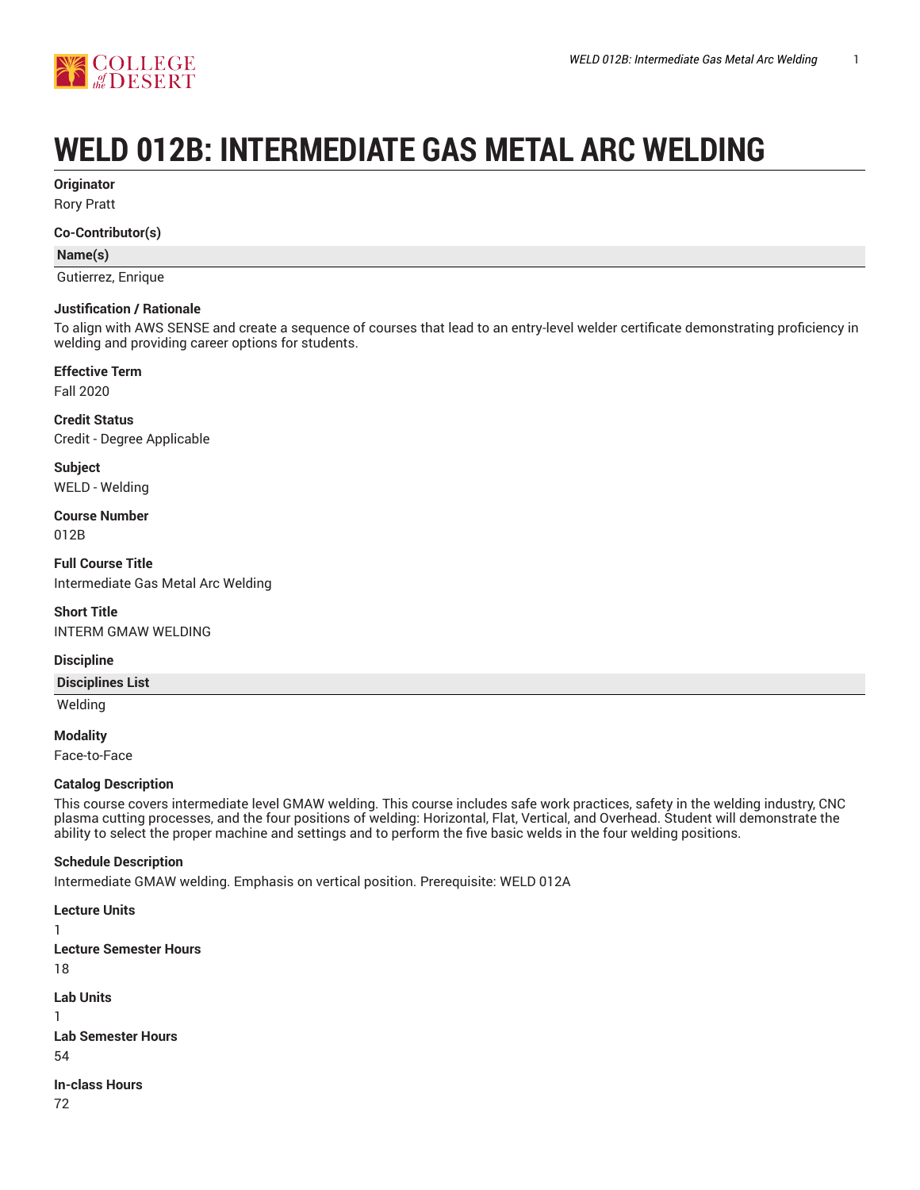# WELD 012B: INTERMEDIATE GAS METAL ARC WELDING

**Originator**

Rory Pratt

**Co-Contributor(s)**

| Name(s) |
| --- |
| Gutierrez, Enrique |

**Justification / Rationale**

To align with AWS SENSE and create a sequence of courses that lead to an entry-level welder certificate demonstrating proficiency in welding and providing career options for students.

**Effective Term**

Fall 2020

**Credit Status**

Credit - Degree Applicable

**Subject**

WELD - Welding

**Course Number**

012B

**Full Course Title**

Intermediate Gas Metal Arc Welding

**Short Title**

INTERM GMAW WELDING

**Discipline**

| Disciplines List |
| --- |
| Welding |

**Modality**

Face-to-Face

**Catalog Description**

This course covers intermediate level GMAW welding. This course includes safe work practices, safety in the welding industry, CNC plasma cutting processes, and the four positions of welding: Horizontal, Flat, Vertical, and Overhead. Student will demonstrate the ability to select the proper machine and settings and to perform the five basic welds in the four welding positions.

**Schedule Description**

Intermediate GMAW welding. Emphasis on vertical position. Prerequisite: WELD 012A

**Lecture Units**

1

**Lecture Semester Hours**

18

**Lab Units**

1

**Lab Semester Hours**

54

**In-class Hours**

72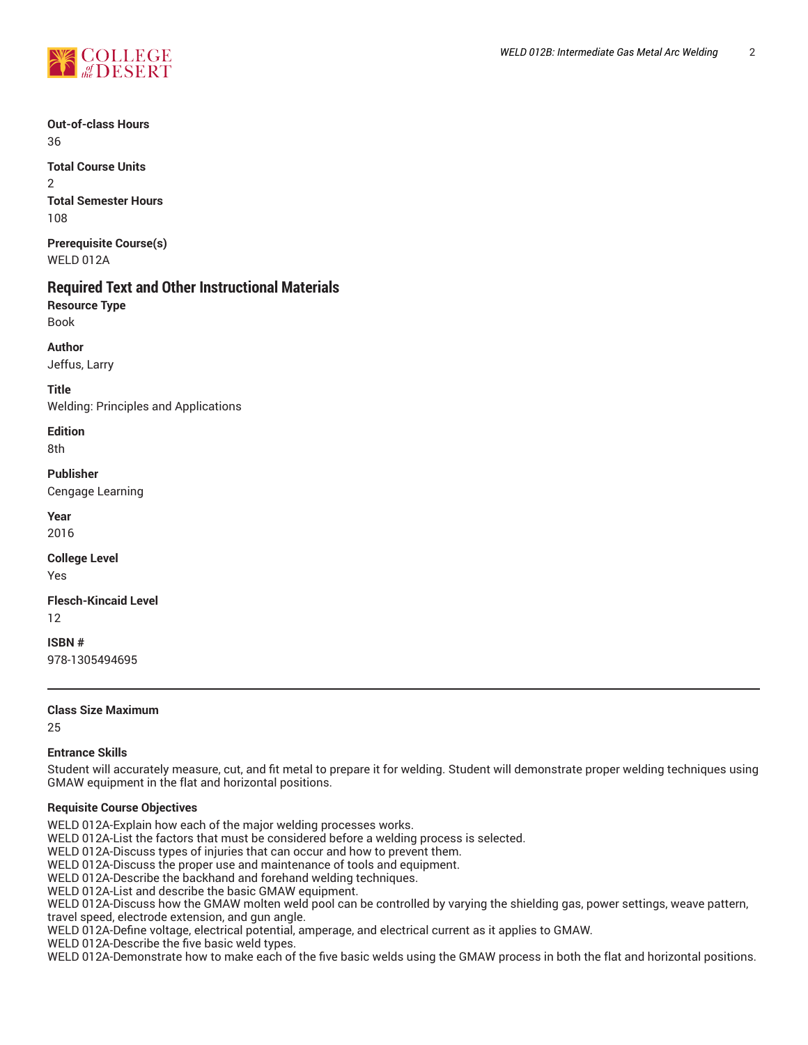**Out-of-class Hours**
36

**Total Course Units**
2

**Total Semester Hours**
108

**Prerequisite Course(s)**
WELD 012A

## Required Text and Other Instructional Materials

**Resource Type**
Book

**Author**
Jeffus, Larry

**Title**
Welding: Principles and Applications

**Edition**
8th

**Publisher**
Cengage Learning

**Year**
2016

**College Level**
Yes

**Flesch-Kincaid Level**
12

**ISBN #**
978-1305494695

---

**Class Size Maximum**
25

**Entrance Skills**
Student will accurately measure, cut, and fit metal to prepare it for welding. Student will demonstrate proper welding techniques using GMAW equipment in the flat and horizontal positions.

**Requisite Course Objectives**
WELD 012A-Explain how each of the major welding processes works.
WELD 012A-List the factors that must be considered before a welding process is selected.
WELD 012A-Discuss types of injuries that can occur and how to prevent them.
WELD 012A-Discuss the proper use and maintenance of tools and equipment.
WELD 012A-Describe the backhand and forehand welding techniques.
WELD 012A-List and describe the basic GMAW equipment.
WELD 012A-Discuss how the GMAW molten weld pool can be controlled by varying the shielding gas, power settings, weave pattern, travel speed, electrode extension, and gun angle.
WELD 012A-Define voltage, electrical potential, amperage, and electrical current as it applies to GMAW.
WELD 012A-Describe the five basic weld types.
WELD 012A-Demonstrate how to make each of the five basic welds using the GMAW process in both the flat and horizontal positions.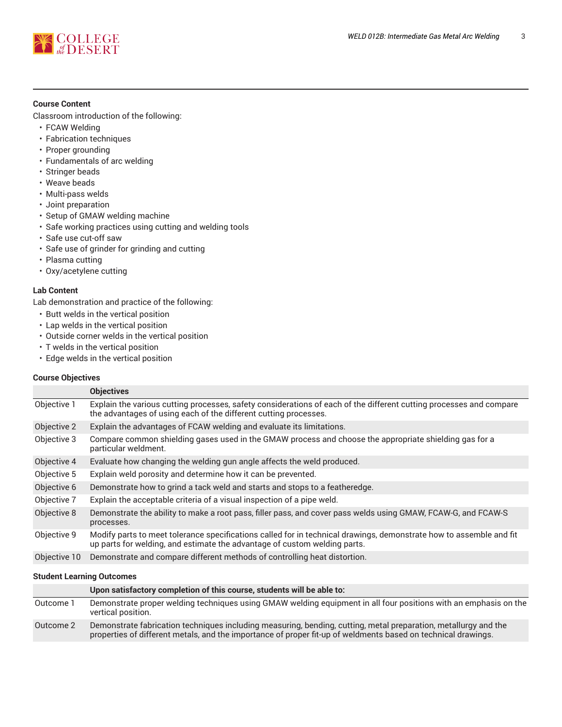### Course Content

Classroom introduction of the following:

- FCAW Welding
- Fabrication techniques
- Proper grounding
- Fundamentals of arc welding
- Stringer beads
- Weave beads
- Multi-pass welds
- Joint preparation
- Setup of GMAW welding machine
- Safe working practices using cutting and welding tools
- Safe use cut-off saw
- Safe use of grinder for grinding and cutting
- Plasma cutting
- Oxy/acetylene cutting

### Lab Content

Lab demonstration and practice of the following:

- Butt welds in the vertical position
- Lap welds in the vertical position
- Outside corner welds in the vertical position
- T welds in the vertical position
- Edge welds in the vertical position

### Course Objectives

| | Objectives |
|---|---|
| Objective 1 | Explain the various cutting processes, safety considerations of each of the different cutting processes and compare the advantages of using each of the different cutting processes. |
| Objective 2 | Explain the advantages of FCAW welding and evaluate its limitations. |
| Objective 3 | Compare common shielding gases used in the GMAW process and choose the appropriate shielding gas for a particular weldment. |
| Objective 4 | Evaluate how changing the welding gun angle affects the weld produced. |
| Objective 5 | Explain weld porosity and determine how it can be prevented. |
| Objective 6 | Demonstrate how to grind a tack weld and starts and stops to a featheredge. |
| Objective 7 | Explain the acceptable criteria of a visual inspection of a pipe weld. |
| Objective 8 | Demonstrate the ability to make a root pass, filler pass, and cover pass welds using GMAW, FCAW-G, and FCAW-S processes. |
| Objective 9 | Modify parts to meet tolerance specifications called for in technical drawings, demonstrate how to assemble and fit up parts for welding, and estimate the advantage of custom welding parts. |
| Objective 10 | Demonstrate and compare different methods of controlling heat distortion. |

### Student Learning Outcomes

| | Upon satisfactory completion of this course, students will be able to: |
|---|---|
| Outcome 1 | Demonstrate proper welding techniques using GMAW welding equipment in all four positions with an emphasis on the vertical position. |
| Outcome 2 | Demonstrate fabrication techniques including measuring, bending, cutting, metal preparation, metallurgy and the properties of different metals, and the importance of proper fit-up of weldments based on technical drawings. |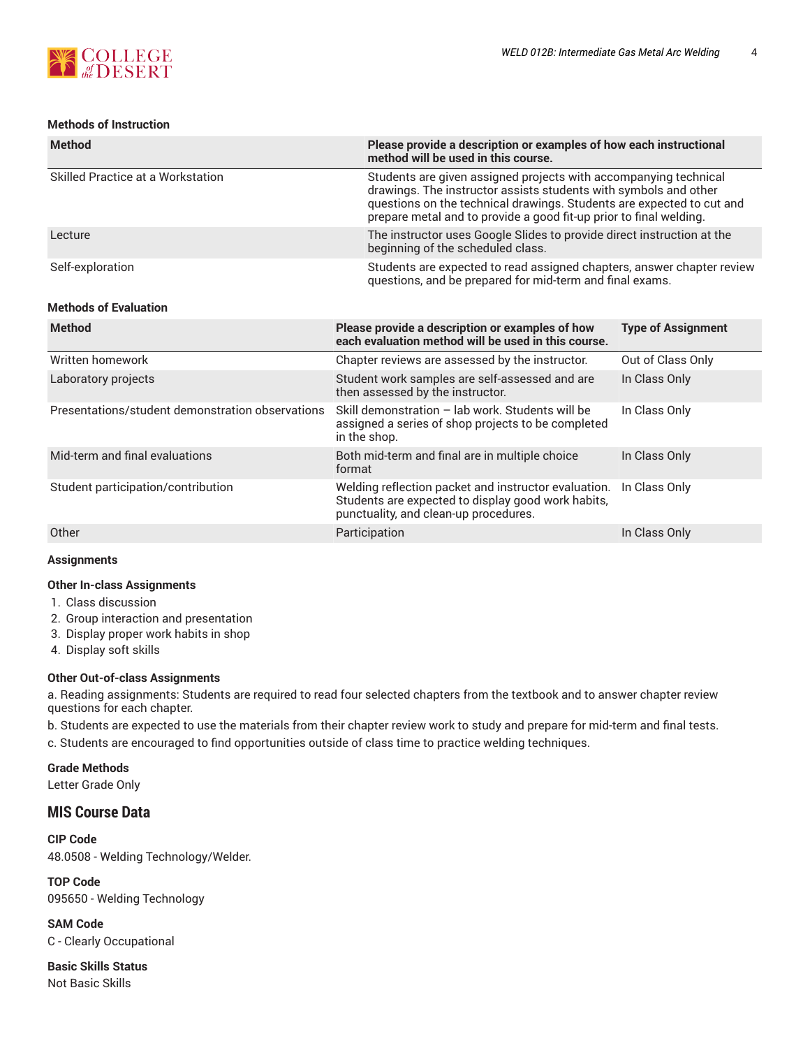#### Methods of Instruction

| Method | Please provide a description or examples of how each instructional method will be used in this course. |
| --- | --- |
| Skilled Practice at a Workstation | Students are given assigned projects with accompanying technical drawings. The instructor assists students with symbols and other questions on the technical drawings. Students are expected to cut and prepare metal and to provide a good fit-up prior to final welding. |
| Lecture | The instructor uses Google Slides to provide direct instruction at the beginning of the scheduled class. |
| Self-exploration | Students are expected to read assigned chapters, answer chapter review questions, and be prepared for mid-term and final exams. |

#### Methods of Evaluation

| Method | Please provide a description or examples of how each evaluation method will be used in this course. | Type of Assignment |
| --- | --- | --- |
| Written homework | Chapter reviews are assessed by the instructor. | Out of Class Only |
| Laboratory projects | Student work samples are self-assessed and are then assessed by the instructor. | In Class Only |
| Presentations/student demonstration observations | Skill demonstration – lab work. Students will be assigned a series of shop projects to be completed in the shop. | In Class Only |
| Mid-term and final evaluations | Both mid-term and final are in multiple choice format | In Class Only |
| Student participation/contribution | Welding reflection packet and instructor evaluation. Students are expected to display good work habits, punctuality, and clean-up procedures. | In Class Only |
| Other | Participation | In Class Only |

#### Assignments

#### Other In-class Assignments

1. Class discussion
2. Group interaction and presentation
3. Display proper work habits in shop
4. Display soft skills

#### Other Out-of-class Assignments

a. Reading assignments: Students are required to read four selected chapters from the textbook and to answer chapter review questions for each chapter.

b. Students are expected to use the materials from their chapter review work to study and prepare for mid-term and final tests.

c. Students are encouraged to find opportunities outside of class time to practice welding techniques.

#### Grade Methods

Letter Grade Only

### MIS Course Data

#### CIP Code

48.0508 - Welding Technology/Welder.

#### TOP Code

095650 - Welding Technology

#### SAM Code

C - Clearly Occupational

#### Basic Skills Status

Not Basic Skills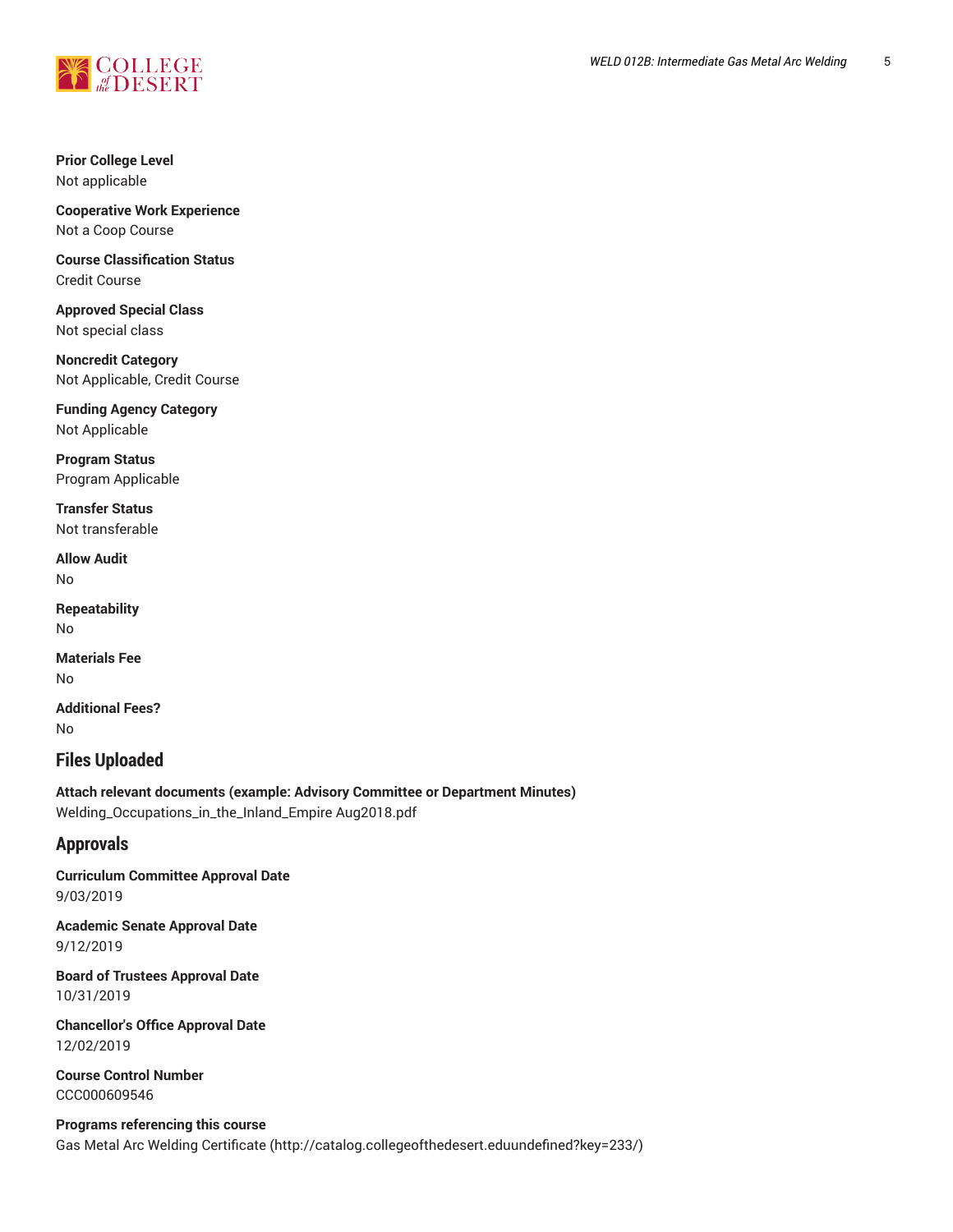**Prior College Level**
Not applicable

**Cooperative Work Experience**
Not a Coop Course

**Course Classification Status**
Credit Course

**Approved Special Class**
Not special class

**Noncredit Category**
Not Applicable, Credit Course

**Funding Agency Category**
Not Applicable

**Program Status**
Program Applicable

**Transfer Status**
Not transferable

**Allow Audit**
No

**Repeatability**
No

**Materials Fee**
No

**Additional Fees?**
No

## Files Uploaded

**Attach relevant documents (example: Advisory Committee or Department Minutes)**
Welding_Occupations_in_the_Inland_Empire Aug2018.pdf

## Approvals

**Curriculum Committee Approval Date**
9/03/2019

**Academic Senate Approval Date**
9/12/2019

**Board of Trustees Approval Date**
10/31/2019

**Chancellor's Office Approval Date**
12/02/2019

**Course Control Number**
CCC000609546

**Programs referencing this course**
Gas Metal Arc Welding Certificate (http://catalog.collegeofthedesert.eduundefined?key=233/)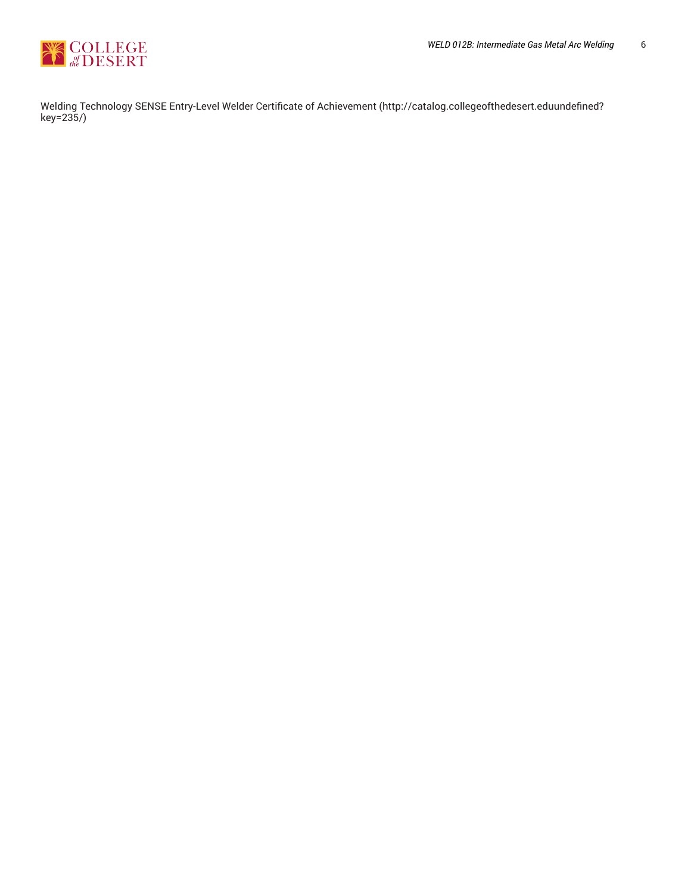Welding Technology SENSE Entry-Level Welder Certificate of Achievement (http://catalog.collegeofthedesert.eduundefined?key=235/)